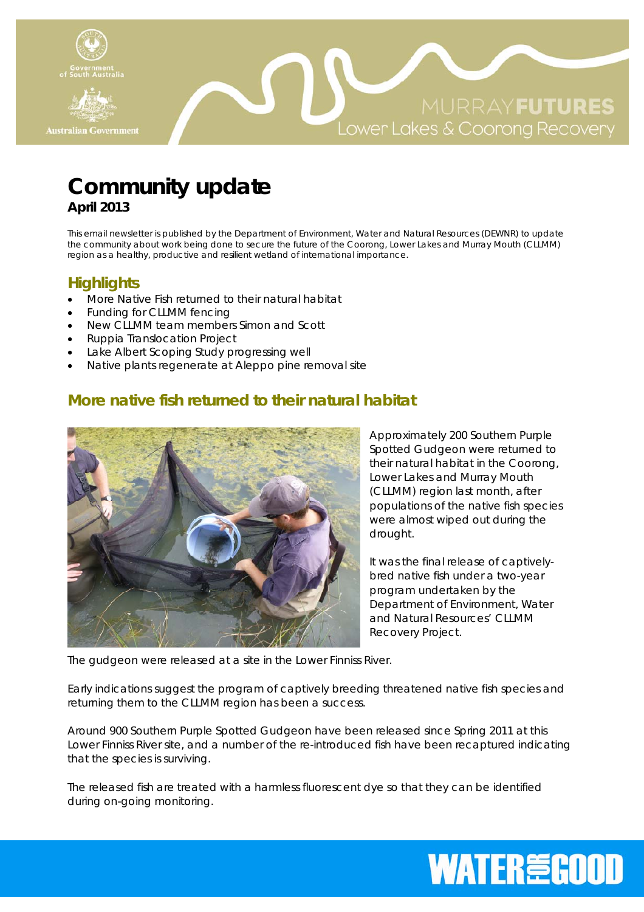# Community update

**April 2013**

This email newsletter is published by the Department of Environment, Water and Natural Resources (DEWNR) to update the community about work being done to secure the future of the Coorong, Lower Lakes and Murray Mouth (CLLMM) region as a healthy, productive and resilient wetland of international importance.

## Highlights

- More Native Fish returned to their natural habitat
- Funding for CLLMM fencing
- New CLLMM team members Simon and Scott
- Ruppia Translocation Project
- Lake Albert Scoping Study progressing well
- Native plants regenerate at Aleppo pine removal site

## More native fish returned to their natural habitat

Approximately 200 Southern Purple Spotted Gudgeon were returned to their natural habitat in the Coorong, Lower Lakes and Murray Mouth (CLLMM) region last month, after populations of the native fish species were almost wiped out during the drought.

It was the final release of captively-bred native fish under a two-year program undertaken by the Department of Environment, Water and Natural Resources' CLLMM Recovery Project.

The gudgeon were released at a site in the Lower Finniss River.

Early indications suggest the program of captively breeding threatened native fish species and returning them to the CLLMM region has been a success.

Around 900 Southern Purple Spotted Gudgeon have been released since Spring 2011 at this Lower Finniss River site, and a number of the re-introduced fish have been recaptured indicating that the species is surviving.

The released fish are treated with a harmless fluorescent dye so that they can be identified during on-going monitoring.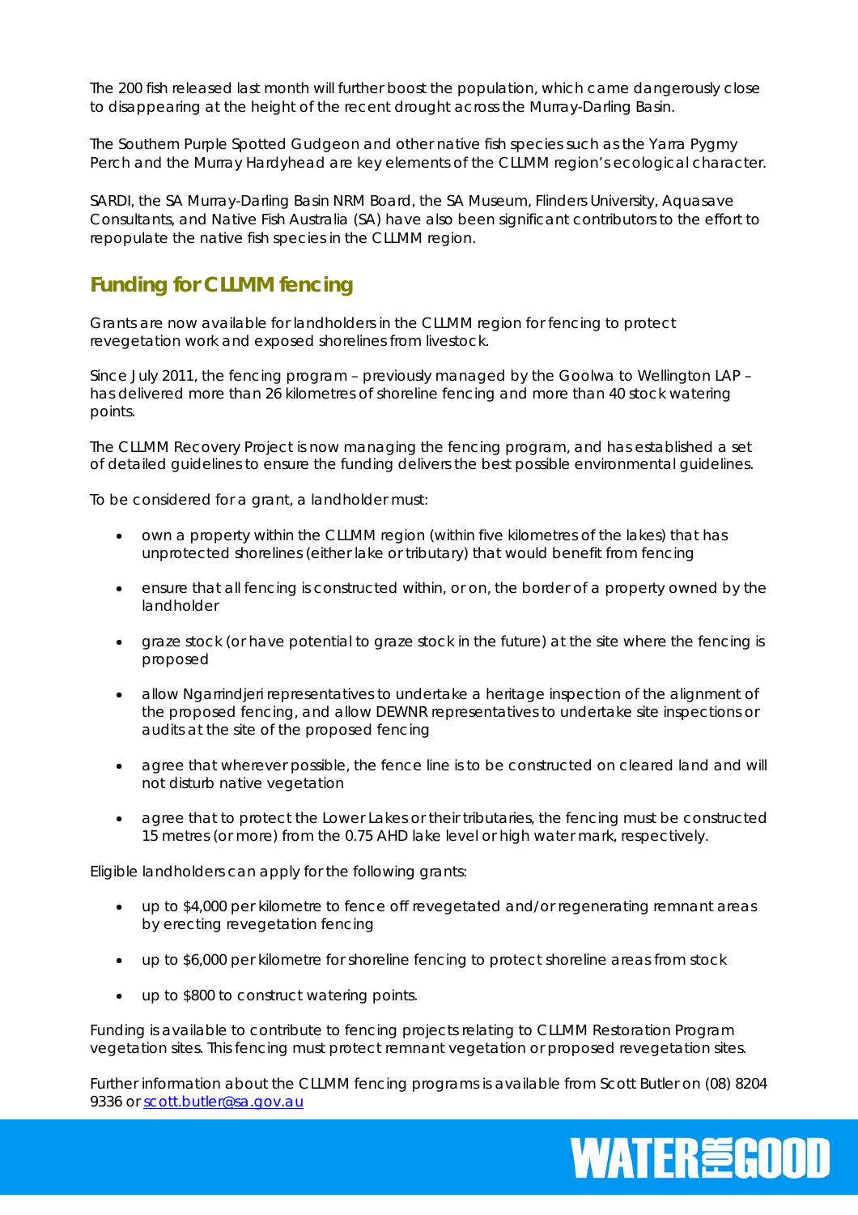The 200 fish released last month will further boost the population, which came dangerously close to disappearing at the height of the recent drought across the Murray-Darling Basin.

The Southern Purple Spotted Gudgeon and other native fish species such as the Yarra Pygmy Perch and the Murray Hardyhead are key elements of the CLLMM region's ecological character.

SARDI, the SA Murray-Darling Basin NRM Board, the SA Museum, Flinders University, Aquasave Consultants, and Native Fish Australia (SA) have also been significant contributors to the effort to repopulate the native fish species in the CLLMM region.

## Funding for CLLMM fencing

Grants are now available for landholders in the CLLMM region for fencing to protect revegetation work and exposed shorelines from livestock.

Since July 2011, the fencing program – previously managed by the Goolwa to Wellington LAP – has delivered more than 26 kilometres of shoreline fencing and more than 40 stock watering points.

The CLLMM Recovery Project is now managing the fencing program, and has established a set of detailed guidelines to ensure the funding delivers the best possible environmental guidelines.

To be considered for a grant, a landholder must:

- own a property within the CLLMM region (within five kilometres of the lakes) that has unprotected shorelines (either lake or tributary) that would benefit from fencing
- ensure that all fencing is constructed within, or on, the border of a property owned by the landholder
- graze stock (or have potential to graze stock in the future) at the site where the fencing is proposed
- allow Ngarrindjeri representatives to undertake a heritage inspection of the alignment of the proposed fencing, and allow DEWNR representatives to undertake site inspections or audits at the site of the proposed fencing
- agree that wherever possible, the fence line is to be constructed on cleared land and will not disturb native vegetation
- agree that to protect the Lower Lakes or their tributaries, the fencing must be constructed 15 metres (or more) from the 0.75 AHD lake level or high water mark, respectively.

Eligible landholders can apply for the following grants:

- up to $4,000 per kilometre to fence off revegetated and/or regenerating remnant areas by erecting revegetation fencing
- up to $6,000 per kilometre for shoreline fencing to protect shoreline areas from stock
- up to $800 to construct watering points.

Funding is available to contribute to fencing projects relating to CLLMM Restoration Program vegetation sites. This fencing must protect remnant vegetation or proposed revegetation sites.

Further information about the CLLMM fencing programs is available from Scott Butler on (08) 8204 9336 or scott.butler@sa.gov.au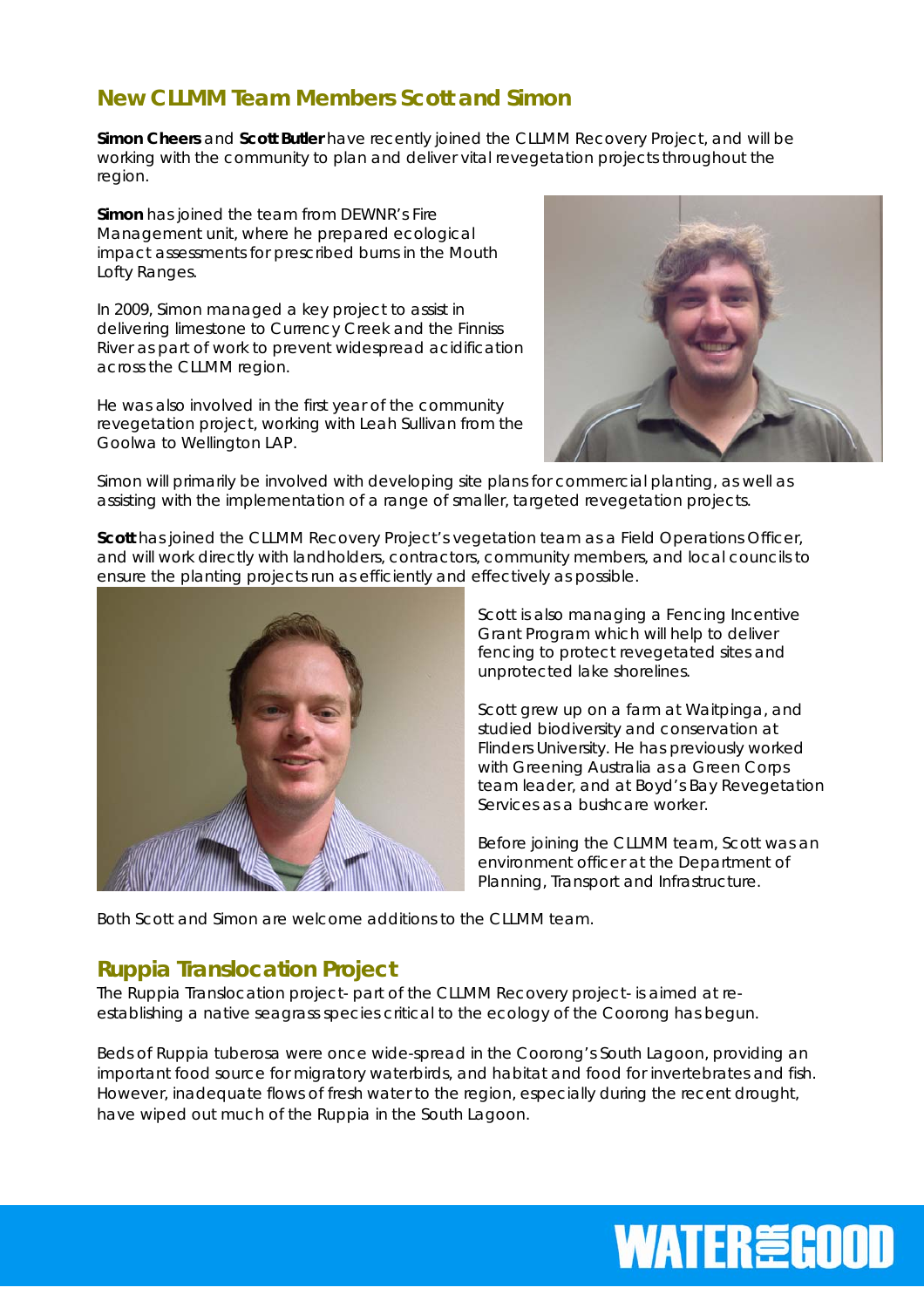## New CLLMM Team Members Scott and Simon

**Simon Cheers** and **Scott Butler** have recently joined the CLLMM Recovery Project, and will be working with the community to plan and deliver vital revegetation projects throughout the region.

**Simon** has joined the team from DEWNR's Fire Management unit, where he prepared ecological impact assessments for prescribed burns in the Mouth Lofty Ranges.

In 2009, Simon managed a key project to assist in delivering limestone to Currency Creek and the Finniss River as part of work to prevent widespread acidification across the CLLMM region.

He was also involved in the first year of the community revegetation project, working with Leah Sullivan from the Goolwa to Wellington LAP.

Simon will primarily be involved with developing site plans for commercial planting, as well as assisting with the implementation of a range of smaller, targeted revegetation projects.

**Scott** has joined the CLLMM Recovery Project's vegetation team as a Field Operations Officer, and will work directly with landholders, contractors, community members, and local councils to ensure the planting projects run as efficiently and effectively as possible.

Scott is also managing a Fencing Incentive Grant Program which will help to deliver fencing to protect revegetated sites and unprotected lake shorelines.

Scott grew up on a farm at Waitpinga, and studied biodiversity and conservation at Flinders University. He has previously worked with Greening Australia as a Green Corps team leader, and at Boyd's Bay Revegetation Services as a bushcare worker.

Before joining the CLLMM team, Scott was an environment officer at the Department of Planning, Transport and Infrastructure.

Both Scott and Simon are welcome additions to the CLLMM team.

## Ruppia Translocation Project

The Ruppia Translocation project- part of the CLLMM Recovery project- is aimed at re-establishing a native seagrass species critical to the ecology of the Coorong has begun.

Beds of Ruppia tuberosa were once wide-spread in the Coorong's South Lagoon, providing an important food source for migratory waterbirds, and habitat and food for invertebrates and fish. However, inadequate flows of fresh water to the region, especially during the recent drought, have wiped out much of the Ruppia in the South Lagoon.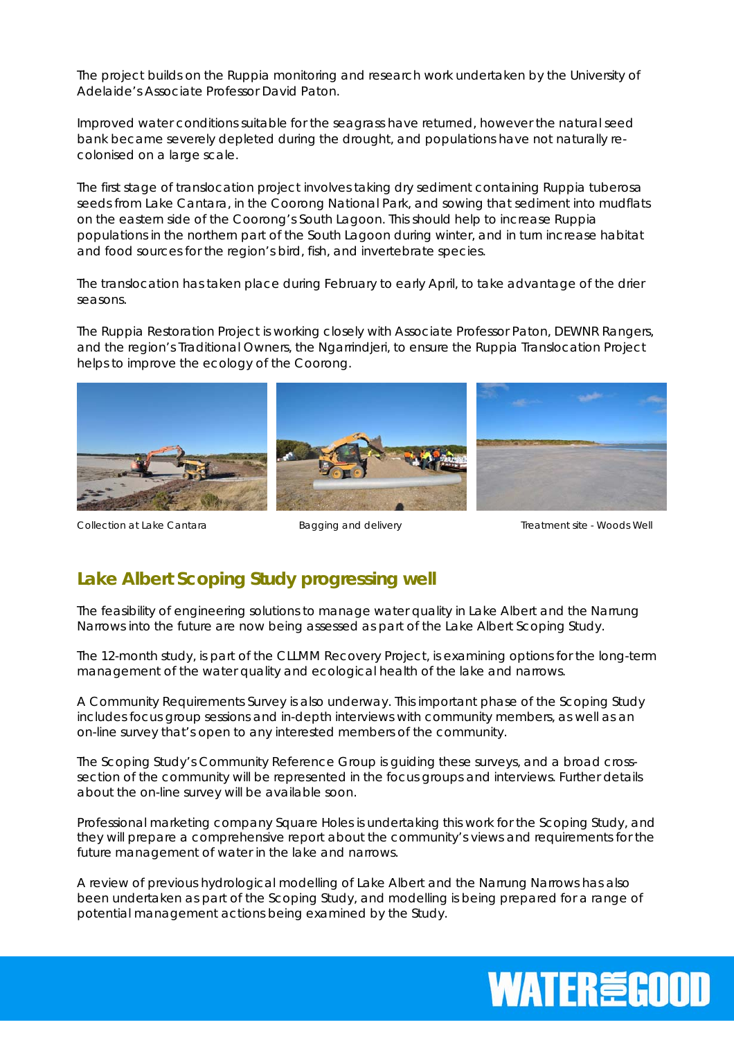The project builds on the Ruppia monitoring and research work undertaken by the University of Adelaide's Associate Professor David Paton.

Improved water conditions suitable for the seagrass have returned, however the natural seed bank became severely depleted during the drought, and populations have not naturally re-colonised on a large scale.

The first stage of translocation project involves taking dry sediment containing Ruppia tuberosa seeds from Lake Cantara, in the Coorong National Park, and sowing that sediment into mudflats on the eastern side of the Coorong's South Lagoon. This should help to increase Ruppia populations in the northern part of the South Lagoon during winter, and in turn increase habitat and food sources for the region's bird, fish, and invertebrate species.

The translocation has taken place during February to early April, to take advantage of the drier seasons.

The Ruppia Restoration Project is working closely with Associate Professor Paton, DEWNR Rangers, and the region's Traditional Owners, the Ngarrindjeri, to ensure the Ruppia Translocation Project helps to improve the ecology of the Coorong.

Collection at Lake Cantara

Bagging and delivery

Treatment site - Woods Well

## Lake Albert Scoping Study progressing well

The feasibility of engineering solutions to manage water quality in Lake Albert and the Narrung Narrows into the future are now being assessed as part of the Lake Albert Scoping Study.

The 12-month study, is part of the CLLMM Recovery Project, is examining options for the long-term management of the water quality and ecological health of the lake and narrows.

A Community Requirements Survey is also underway. This important phase of the Scoping Study includes focus group sessions and in-depth interviews with community members, as well as an on-line survey that's open to any interested members of the community.

The Scoping Study's Community Reference Group is guiding these surveys, and a broad cross-section of the community will be represented in the focus groups and interviews. Further details about the on-line survey will be available soon.

Professional marketing company Square Holes is undertaking this work for the Scoping Study, and they will prepare a comprehensive report about the community's views and requirements for the future management of water in the lake and narrows.

A review of previous hydrological modelling of Lake Albert and the Narrung Narrows has also been undertaken as part of the Scoping Study, and modelling is being prepared for a range of potential management actions being examined by the Study.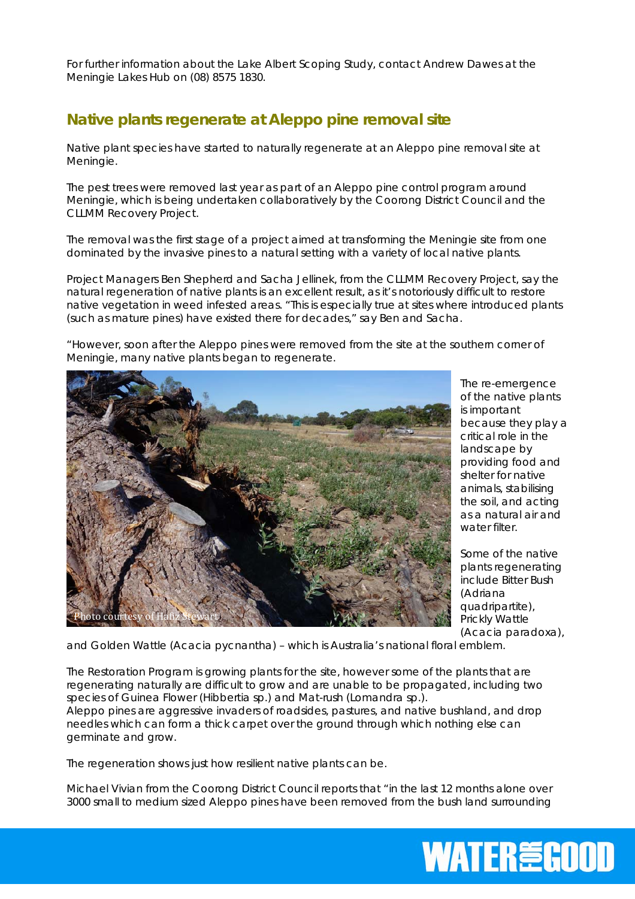For further information about the Lake Albert Scoping Study, contact Andrew Dawes at the Meningie Lakes Hub on (08) 8575 1830.

## Native plants regenerate at Aleppo pine removal site

Native plant species have started to naturally regenerate at an Aleppo pine removal site at Meningie.

The pest trees were removed last year as part of an Aleppo pine control program around Meningie, which is being undertaken collaboratively by the Coorong District Council and the CLLMM Recovery Project.

The removal was the first stage of a project aimed at transforming the Meningie site from one dominated by the invasive pines to a natural setting with a variety of local native plants.

Project Managers Ben Shepherd and Sacha Jellinek, from the CLLMM Recovery Project, say the natural regeneration of native plants is an excellent result, as it's notoriously difficult to restore native vegetation in weed infested areas. "This is especially true at sites where introduced plants (such as mature pines) have existed there for decades," say Ben and Sacha.

"However, soon after the Aleppo pines were removed from the site at the southern corner of Meningie, many native plants began to regenerate.

Photo courtesy of Hafiz Stewart

The re-emergence of the native plants is important because they play a critical role in the landscape by providing food and shelter for native animals, stabilising the soil, and acting as a natural air and water filter.

Some of the native plants regenerating include Bitter Bush (Adriana quadripartite), Prickly Wattle (Acacia paradoxa), and Golden Wattle (Acacia pycnantha) – which is Australia's national floral emblem.

The Restoration Program is growing plants for the site, however some of the plants that are regenerating naturally are difficult to grow and are unable to be propagated, including two species of Guinea Flower (Hibbertia sp.) and Mat-rush (Lomandra sp.).
Aleppo pines are aggressive invaders of roadsides, pastures, and native bushland, and drop needles which can form a thick carpet over the ground through which nothing else can germinate and grow.

The regeneration shows just how resilient native plants can be.

Michael Vivian from the Coorong District Council reports that "in the last 12 months alone over 3000 small to medium sized Aleppo pines have been removed from the bush land surrounding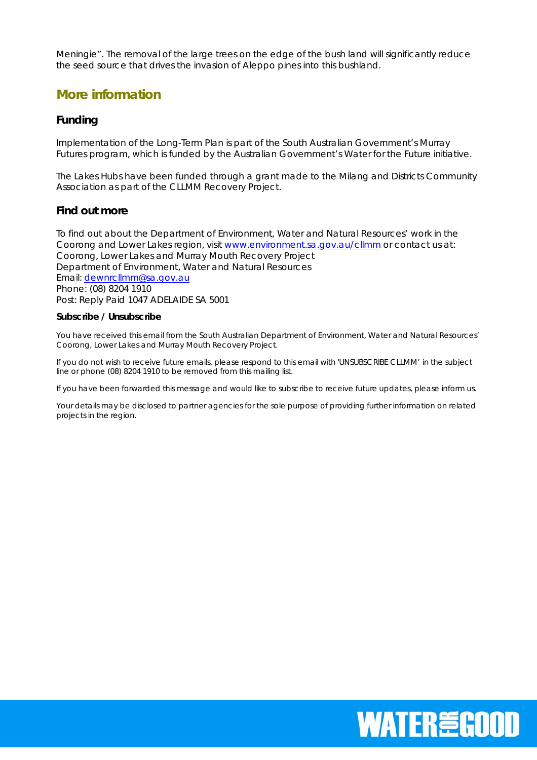Meningie". The removal of the large trees on the edge of the bush land will significantly reduce the seed source that drives the invasion of Aleppo pines into this bushland.

## More information

### Funding

Implementation of the Long-Term Plan is part of the South Australian Government's Murray Futures program, which is funded by the Australian Government's Water for the Future initiative.

The Lakes Hubs have been funded through a grant made to the Milang and Districts Community Association as part of the CLLMM Recovery Project.

### Find out more

To find out about the Department of Environment, Water and Natural Resources' work in the Coorong and Lower Lakes region, visit www.environment.sa.gov.au/cllmm or contact us at:
Coorong, Lower Lakes and Murray Mouth Recovery Project
Department of Environment, Water and Natural Resources
Email: dewnrcllmm@sa.gov.au
Phone: (08) 8204 1910
Post: Reply Paid 1047 ADELAIDE SA 5001

#### Subscribe / Unsubscribe

You have received this email from the South Australian Department of Environment, Water and Natural Resources' Coorong, Lower Lakes and Murray Mouth Recovery Project.

If you do not wish to receive future emails, please respond to this email with 'UNSUBSCRIBE CLLMM' in the subject line or phone (08) 8204 1910 to be removed from this mailing list.

If you have been forwarded this message and would like to subscribe to receive future updates, please inform us.

Your details may be disclosed to partner agencies for the sole purpose of providing further information on related projects in the region.

WATER FOR GOOD